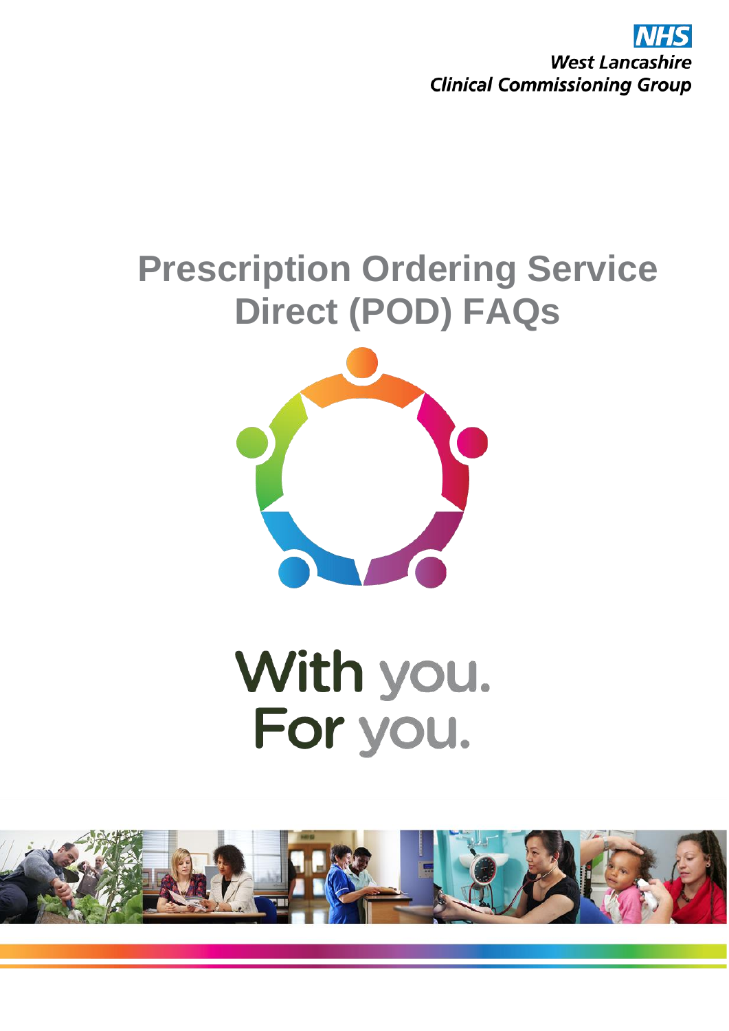NHS
West Lancashire
Clinical Commissioning Group

# Prescription Ordering Service Direct (POD) FAQs

With you.
For you.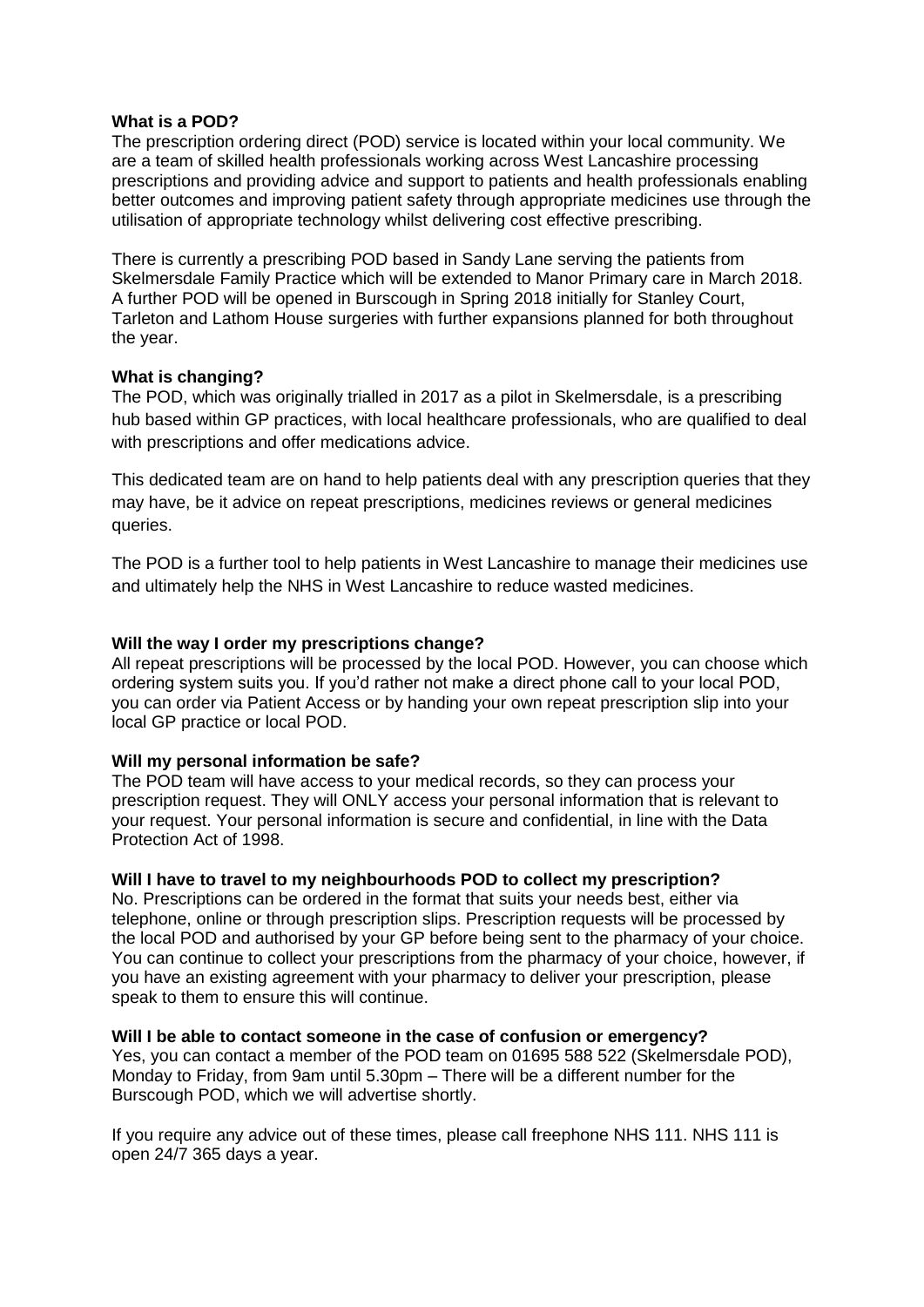**What is a POD?**

The prescription ordering direct (POD) service is located within your local community. We are a team of skilled health professionals working across West Lancashire processing prescriptions and providing advice and support to patients and health professionals enabling better outcomes and improving patient safety through appropriate medicines use through the utilisation of appropriate technology whilst delivering cost effective prescribing.

There is currently a prescribing POD based in Sandy Lane serving the patients from Skelmersdale Family Practice which will be extended to Manor Primary care in March 2018. A further POD will be opened in Burscough in Spring 2018 initially for Stanley Court, Tarleton and Lathom House surgeries with further expansions planned for both throughout the year.

**What is changing?**

The POD, which was originally trialled in 2017 as a pilot in Skelmersdale, is a prescribing hub based within GP practices, with local healthcare professionals, who are qualified to deal with prescriptions and offer medications advice.

This dedicated team are on hand to help patients deal with any prescription queries that they may have, be it advice on repeat prescriptions, medicines reviews or general medicines queries.

The POD is a further tool to help patients in West Lancashire to manage their medicines use and ultimately help the NHS in West Lancashire to reduce wasted medicines.

**Will the way I order my prescriptions change?**

All repeat prescriptions will be processed by the local POD. However, you can choose which ordering system suits you. If you'd rather not make a direct phone call to your local POD, you can order via Patient Access or by handing your own repeat prescription slip into your local GP practice or local POD.

**Will my personal information be safe?**

The POD team will have access to your medical records, so they can process your prescription request. They will ONLY access your personal information that is relevant to your request. Your personal information is secure and confidential, in line with the Data Protection Act of 1998.

**Will I have to travel to my neighbourhoods POD to collect my prescription?**

No. Prescriptions can be ordered in the format that suits your needs best, either via telephone, online or through prescription slips. Prescription requests will be processed by the local POD and authorised by your GP before being sent to the pharmacy of your choice. You can continue to collect your prescriptions from the pharmacy of your choice, however, if you have an existing agreement with your pharmacy to deliver your prescription, please speak to them to ensure this will continue.

**Will I be able to contact someone in the case of confusion or emergency?**

Yes, you can contact a member of the POD team on 01695 588 522 (Skelmersdale POD), Monday to Friday, from 9am until 5.30pm – There will be a different number for the Burscough POD, which we will advertise shortly.

If you require any advice out of these times, please call freephone NHS 111. NHS 111 is open 24/7 365 days a year.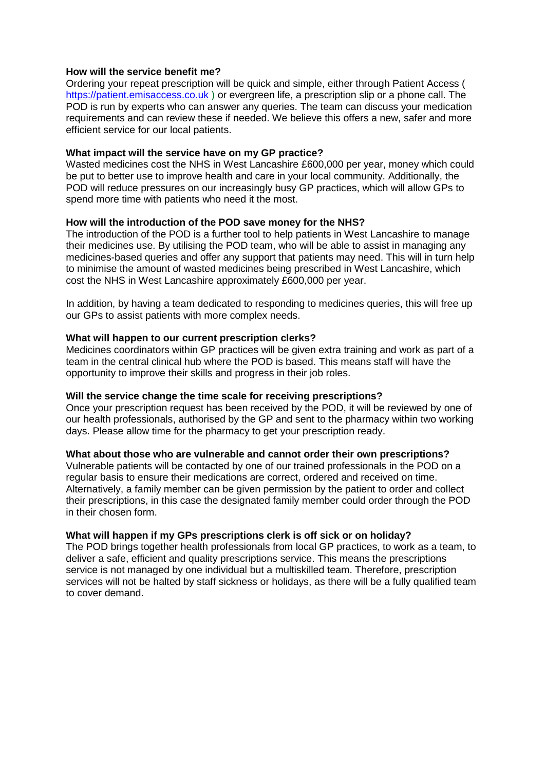**How will the service benefit me?**

Ordering your repeat prescription will be quick and simple, either through Patient Access ( https://patient.emisaccess.co.uk ) or evergreen life, a prescription slip or a phone call. The POD is run by experts who can answer any queries. The team can discuss your medication requirements and can review these if needed. We believe this offers a new, safer and more efficient service for our local patients.

**What impact will the service have on my GP practice?**

Wasted medicines cost the NHS in West Lancashire £600,000 per year, money which could be put to better use to improve health and care in your local community. Additionally, the POD will reduce pressures on our increasingly busy GP practices, which will allow GPs to spend more time with patients who need it the most.

**How will the introduction of the POD save money for the NHS?**

The introduction of the POD is a further tool to help patients in West Lancashire to manage their medicines use. By utilising the POD team, who will be able to assist in managing any medicines-based queries and offer any support that patients may need. This will in turn help to minimise the amount of wasted medicines being prescribed in West Lancashire, which cost the NHS in West Lancashire approximately £600,000 per year.

In addition, by having a team dedicated to responding to medicines queries, this will free up our GPs to assist patients with more complex needs.

**What will happen to our current prescription clerks?**

Medicines coordinators within GP practices will be given extra training and work as part of a team in the central clinical hub where the POD is based. This means staff will have the opportunity to improve their skills and progress in their job roles.

**Will the service change the time scale for receiving prescriptions?**

Once your prescription request has been received by the POD, it will be reviewed by one of our health professionals, authorised by the GP and sent to the pharmacy within two working days. Please allow time for the pharmacy to get your prescription ready.

**What about those who are vulnerable and cannot order their own prescriptions?**

Vulnerable patients will be contacted by one of our trained professionals in the POD on a regular basis to ensure their medications are correct, ordered and received on time. Alternatively, a family member can be given permission by the patient to order and collect their prescriptions, in this case the designated family member could order through the POD in their chosen form.

**What will happen if my GPs prescriptions clerk is off sick or on holiday?**

The POD brings together health professionals from local GP practices, to work as a team, to deliver a safe, efficient and quality prescriptions service. This means the prescriptions service is not managed by one individual but a multiskilled team. Therefore, prescription services will not be halted by staff sickness or holidays, as there will be a fully qualified team to cover demand.